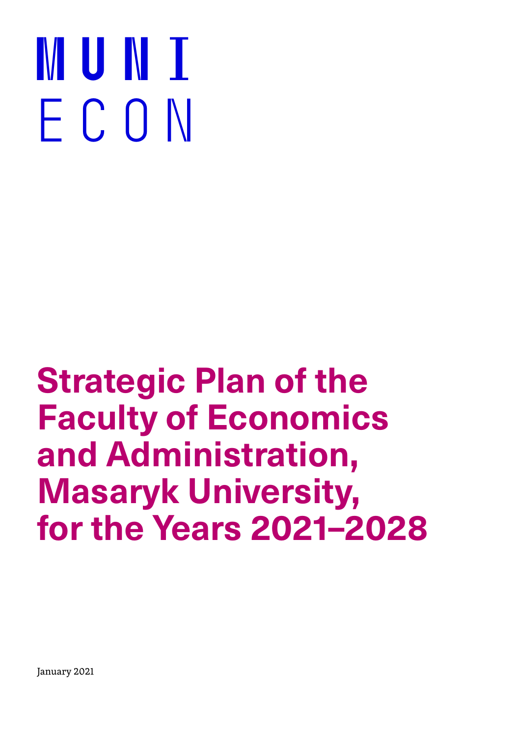MUNI
ECON

# Strategic Plan of the Faculty of Economics and Administration, Masaryk University, for the Years 2021–2028

January 2021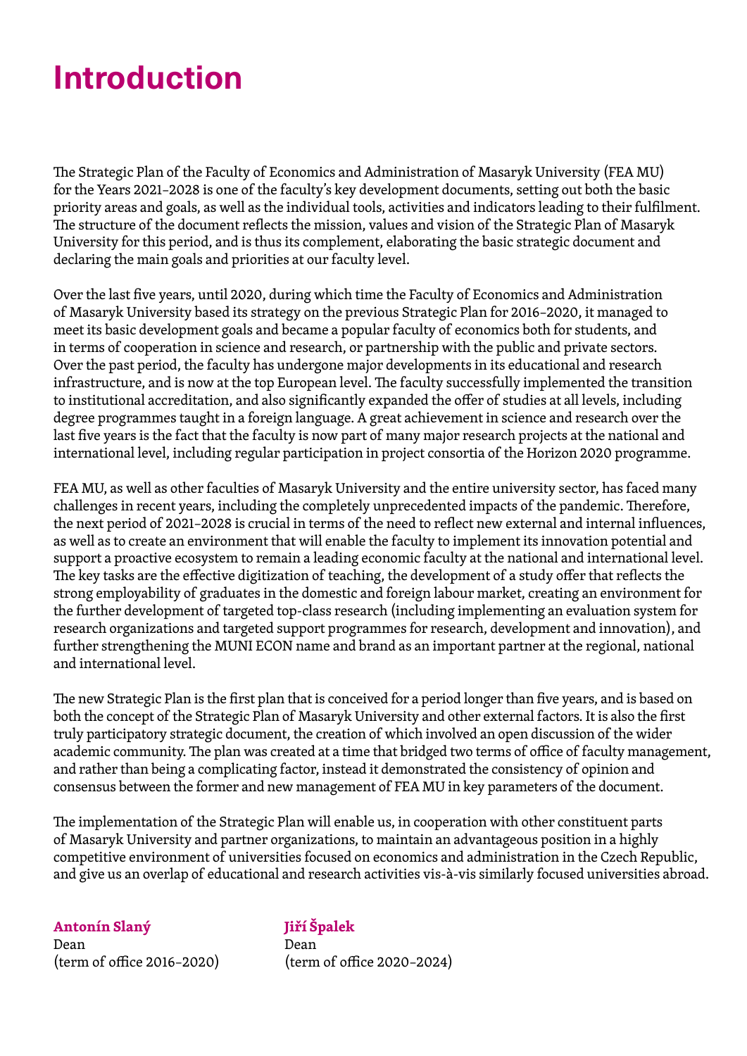# Introduction

The Strategic Plan of the Faculty of Economics and Administration of Masaryk University (FEA MU) for the Years 2021–2028 is one of the faculty's key development documents, setting out both the basic priority areas and goals, as well as the individual tools, activities and indicators leading to their fulfilment. The structure of the document reflects the mission, values and vision of the Strategic Plan of Masaryk University for this period, and is thus its complement, elaborating the basic strategic document and declaring the main goals and priorities at our faculty level.

Over the last five years, until 2020, during which time the Faculty of Economics and Administration of Masaryk University based its strategy on the previous Strategic Plan for 2016–2020, it managed to meet its basic development goals and became a popular faculty of economics both for students, and in terms of cooperation in science and research, or partnership with the public and private sectors. Over the past period, the faculty has undergone major developments in its educational and research infrastructure, and is now at the top European level. The faculty successfully implemented the transition to institutional accreditation, and also significantly expanded the offer of studies at all levels, including degree programmes taught in a foreign language. A great achievement in science and research over the last five years is the fact that the faculty is now part of many major research projects at the national and international level, including regular participation in project consortia of the Horizon 2020 programme.

FEA MU, as well as other faculties of Masaryk University and the entire university sector, has faced many challenges in recent years, including the completely unprecedented impacts of the pandemic. Therefore, the next period of 2021–2028 is crucial in terms of the need to reflect new external and internal influences, as well as to create an environment that will enable the faculty to implement its innovation potential and support a proactive ecosystem to remain a leading economic faculty at the national and international level. The key tasks are the effective digitization of teaching, the development of a study offer that reflects the strong employability of graduates in the domestic and foreign labour market, creating an environment for the further development of targeted top-class research (including implementing an evaluation system for research organizations and targeted support programmes for research, development and innovation), and further strengthening the MUNI ECON name and brand as an important partner at the regional, national and international level.

The new Strategic Plan is the first plan that is conceived for a period longer than five years, and is based on both the concept of the Strategic Plan of Masaryk University and other external factors. It is also the first truly participatory strategic document, the creation of which involved an open discussion of the wider academic community. The plan was created at a time that bridged two terms of office of faculty management, and rather than being a complicating factor, instead it demonstrated the consistency of opinion and consensus between the former and new management of FEA MU in key parameters of the document.

The implementation of the Strategic Plan will enable us, in cooperation with other constituent parts of Masaryk University and partner organizations, to maintain an advantageous position in a highly competitive environment of universities focused on economics and administration in the Czech Republic, and give us an overlap of educational and research activities vis-à-vis similarly focused universities abroad.

**Antonín Slaný**
Dean
(term of office 2016–2020)

**Jiří Špalek**
Dean
(term of office 2020–2024)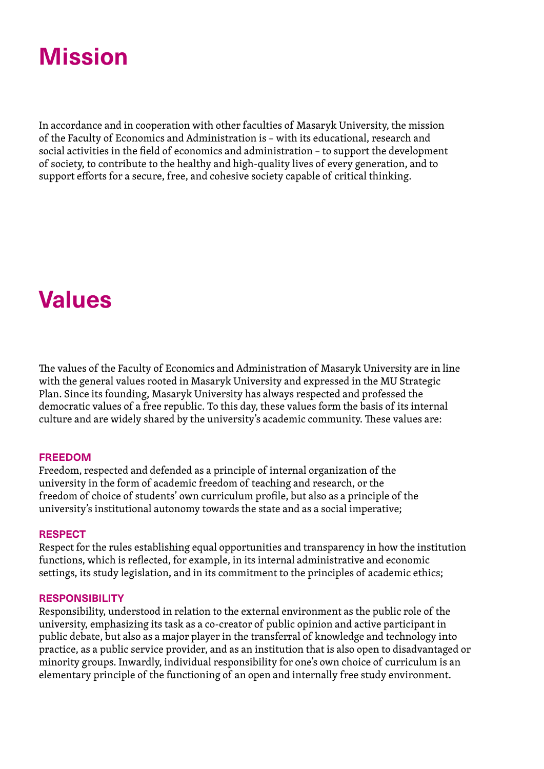# Mission

In accordance and in cooperation with other faculties of Masaryk University, the mission of the Faculty of Economics and Administration is – with its educational, research and social activities in the field of economics and administration – to support the development of society, to contribute to the healthy and high-quality lives of every generation, and to support efforts for a secure, free, and cohesive society capable of critical thinking.

# Values

The values of the Faculty of Economics and Administration of Masaryk University are in line with the general values rooted in Masaryk University and expressed in the MU Strategic Plan. Since its founding, Masaryk University has always respected and professed the democratic values of a free republic. To this day, these values form the basis of its internal culture and are widely shared by the university's academic community. These values are:

**FREEDOM**
Freedom, respected and defended as a principle of internal organization of the university in the form of academic freedom of teaching and research, or the freedom of choice of students' own curriculum profile, but also as a principle of the university's institutional autonomy towards the state and as a social imperative;

**RESPECT**
Respect for the rules establishing equal opportunities and transparency in how the institution functions, which is reflected, for example, in its internal administrative and economic settings, its study legislation, and in its commitment to the principles of academic ethics;

**RESPONSIBILITY**
Responsibility, understood in relation to the external environment as the public role of the university, emphasizing its task as a co-creator of public opinion and active participant in public debate, but also as a major player in the transferral of knowledge and technology into practice, as a public service provider, and as an institution that is also open to disadvantaged or minority groups. Inwardly, individual responsibility for one's own choice of curriculum is an elementary principle of the functioning of an open and internally free study environment.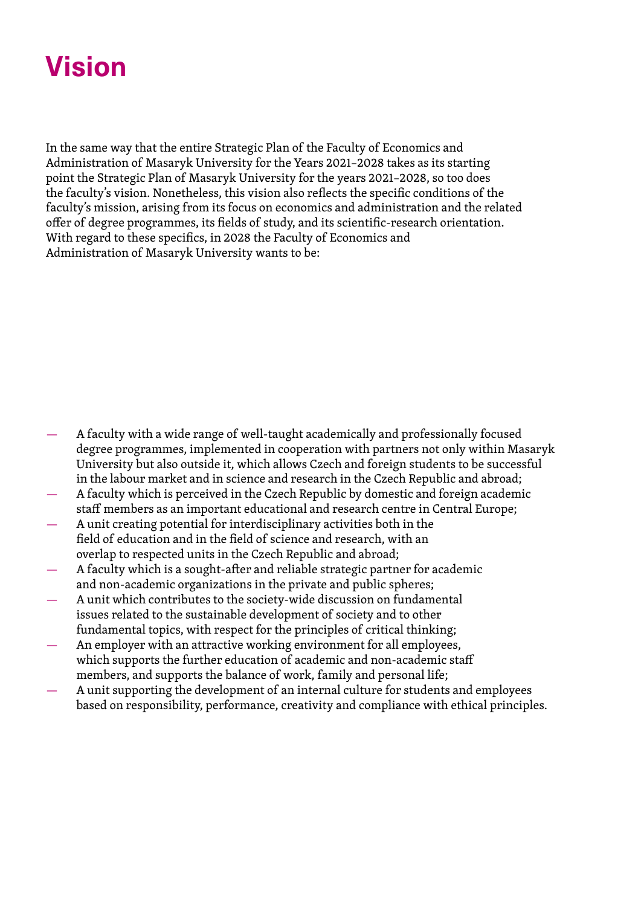# Vision

In the same way that the entire Strategic Plan of the Faculty of Economics and Administration of Masaryk University for the Years 2021–2028 takes as its starting point the Strategic Plan of Masaryk University for the years 2021–2028, so too does the faculty's vision. Nonetheless, this vision also reflects the specific conditions of the faculty's mission, arising from its focus on economics and administration and the related offer of degree programmes, its fields of study, and its scientific-research orientation. With regard to these specifics, in 2028 the Faculty of Economics and Administration of Masaryk University wants to be:

- A faculty with a wide range of well-taught academically and professionally focused degree programmes, implemented in cooperation with partners not only within Masaryk University but also outside it, which allows Czech and foreign students to be successful in the labour market and in science and research in the Czech Republic and abroad;
- A faculty which is perceived in the Czech Republic by domestic and foreign academic staff members as an important educational and research centre in Central Europe;
- A unit creating potential for interdisciplinary activities both in the field of education and in the field of science and research, with an overlap to respected units in the Czech Republic and abroad;
- A faculty which is a sought-after and reliable strategic partner for academic and non-academic organizations in the private and public spheres;
- A unit which contributes to the society-wide discussion on fundamental issues related to the sustainable development of society and to other fundamental topics, with respect for the principles of critical thinking;
- An employer with an attractive working environment for all employees, which supports the further education of academic and non-academic staff members, and supports the balance of work, family and personal life;
- A unit supporting the development of an internal culture for students and employees based on responsibility, performance, creativity and compliance with ethical principles.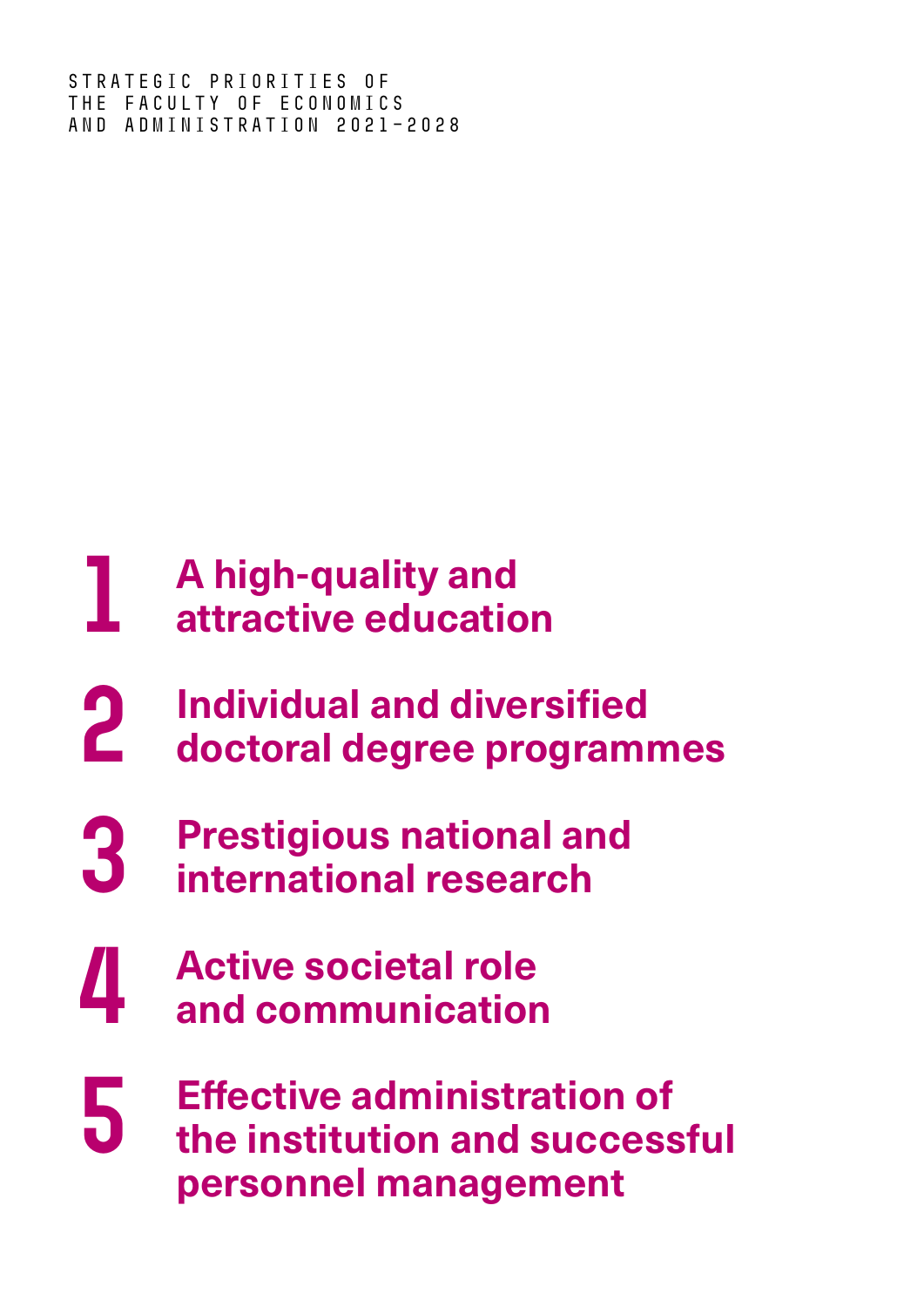STRATEGIC PRIORITIES OF THE FACULTY OF ECONOMICS AND ADMINISTRATION 2021–2028

1. **A high-quality and attractive education**
2. **Individual and diversified doctoral degree programmes**
3. **Prestigious national and international research**
4. **Active societal role and communication**
5. **Effective administration of the institution and successful personnel management**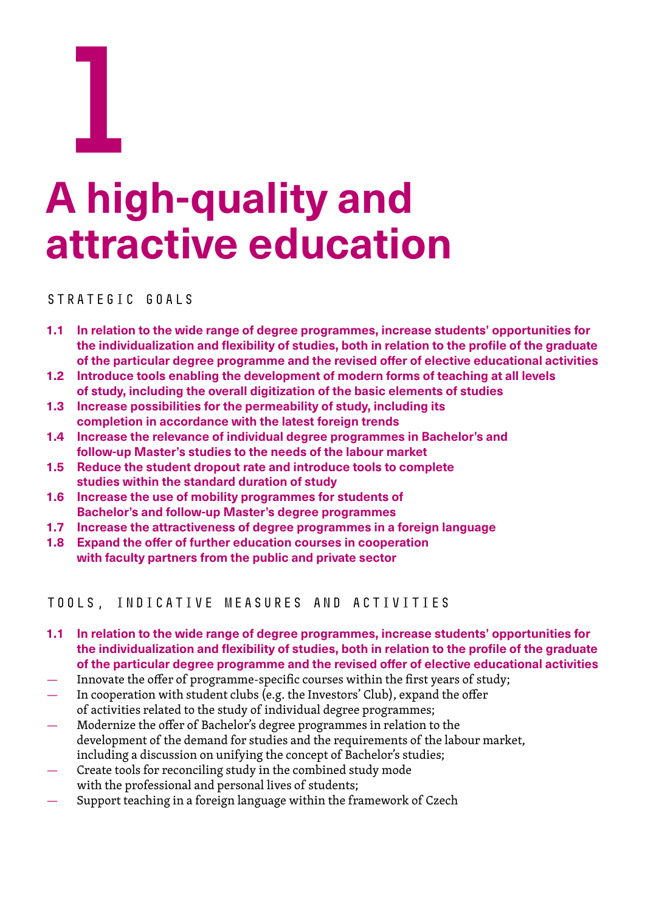# 1

# A high-quality and attractive education

## STRATEGIC GOALS

**1.1 In relation to the wide range of degree programmes, increase students' opportunities for the individualization and flexibility of studies, both in relation to the profile of the graduate of the particular degree programme and the revised offer of elective educational activities**

**1.2 Introduce tools enabling the development of modern forms of teaching at all levels of study, including the overall digitization of the basic elements of studies**

**1.3 Increase possibilities for the permeability of study, including its completion in accordance with the latest foreign trends**

**1.4 Increase the relevance of individual degree programmes in Bachelor's and follow-up Master's studies to the needs of the labour market**

**1.5 Reduce the student dropout rate and introduce tools to complete studies within the standard duration of study**

**1.6 Increase the use of mobility programmes for students of Bachelor's and follow-up Master's degree programmes**

**1.7 Increase the attractiveness of degree programmes in a foreign language**

**1.8 Expand the offer of further education courses in cooperation with faculty partners from the public and private sector**

## TOOLS, INDICATIVE MEASURES AND ACTIVITIES

**1.1 In relation to the wide range of degree programmes, increase students' opportunities for the individualization and flexibility of studies, both in relation to the profile of the graduate of the particular degree programme and the revised offer of elective educational activities**

- Innovate the offer of programme-specific courses within the first years of study;
- In cooperation with student clubs (e.g. the Investors' Club), expand the offer of activities related to the study of individual degree programmes;
- Modernize the offer of Bachelor's degree programmes in relation to the development of the demand for studies and the requirements of the labour market, including a discussion on unifying the concept of Bachelor's studies;
- Create tools for reconciling study in the combined study mode with the professional and personal lives of students;
- Support teaching in a foreign language within the framework of Czech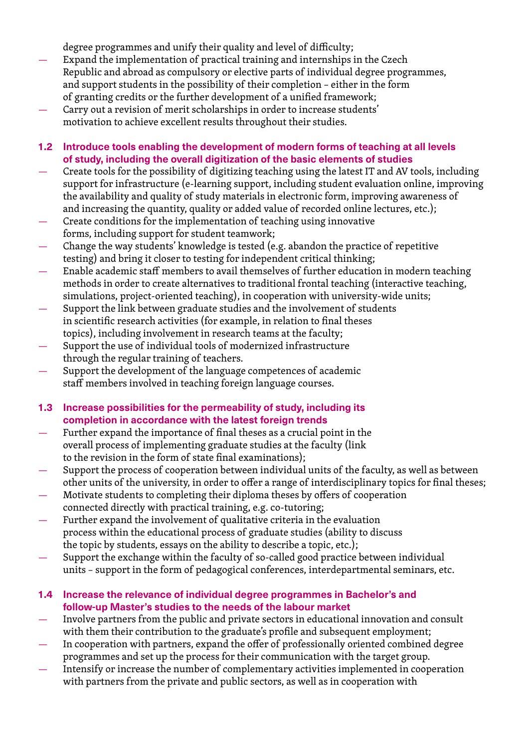degree programmes and unify their quality and level of difficulty;

- Expand the implementation of practical training and internships in the Czech Republic and abroad as compulsory or elective parts of individual degree programmes, and support students in the possibility of their completion – either in the form of granting credits or the further development of a unified framework;
- Carry out a revision of merit scholarships in order to increase students' motivation to achieve excellent results throughout their studies.

### 1.2 Introduce tools enabling the development of modern forms of teaching at all levels of study, including the overall digitization of the basic elements of studies

- Create tools for the possibility of digitizing teaching using the latest IT and AV tools, including support for infrastructure (e-learning support, including student evaluation online, improving the availability and quality of study materials in electronic form, improving awareness of and increasing the quantity, quality or added value of recorded online lectures, etc.);
- Create conditions for the implementation of teaching using innovative forms, including support for student teamwork;
- Change the way students' knowledge is tested (e.g. abandon the practice of repetitive testing) and bring it closer to testing for independent critical thinking;
- Enable academic staff members to avail themselves of further education in modern teaching methods in order to create alternatives to traditional frontal teaching (interactive teaching, simulations, project-oriented teaching), in cooperation with university-wide units;
- Support the link between graduate studies and the involvement of students in scientific research activities (for example, in relation to final theses topics), including involvement in research teams at the faculty;
- Support the use of individual tools of modernized infrastructure through the regular training of teachers.
- Support the development of the language competences of academic staff members involved in teaching foreign language courses.

### 1.3 Increase possibilities for the permeability of study, including its completion in accordance with the latest foreign trends

- Further expand the importance of final theses as a crucial point in the overall process of implementing graduate studies at the faculty (link to the revision in the form of state final examinations);
- Support the process of cooperation between individual units of the faculty, as well as between other units of the university, in order to offer a range of interdisciplinary topics for final theses;
- Motivate students to completing their diploma theses by offers of cooperation connected directly with practical training, e.g. co-tutoring;
- Further expand the involvement of qualitative criteria in the evaluation process within the educational process of graduate studies (ability to discuss the topic by students, essays on the ability to describe a topic, etc.);
- Support the exchange within the faculty of so-called good practice between individual units – support in the form of pedagogical conferences, interdepartmental seminars, etc.

### 1.4 Increase the relevance of individual degree programmes in Bachelor's and follow-up Master's studies to the needs of the labour market

- Involve partners from the public and private sectors in educational innovation and consult with them their contribution to the graduate's profile and subsequent employment;
- In cooperation with partners, expand the offer of professionally oriented combined degree programmes and set up the process for their communication with the target group.
- Intensify or increase the number of complementary activities implemented in cooperation with partners from the private and public sectors, as well as in cooperation with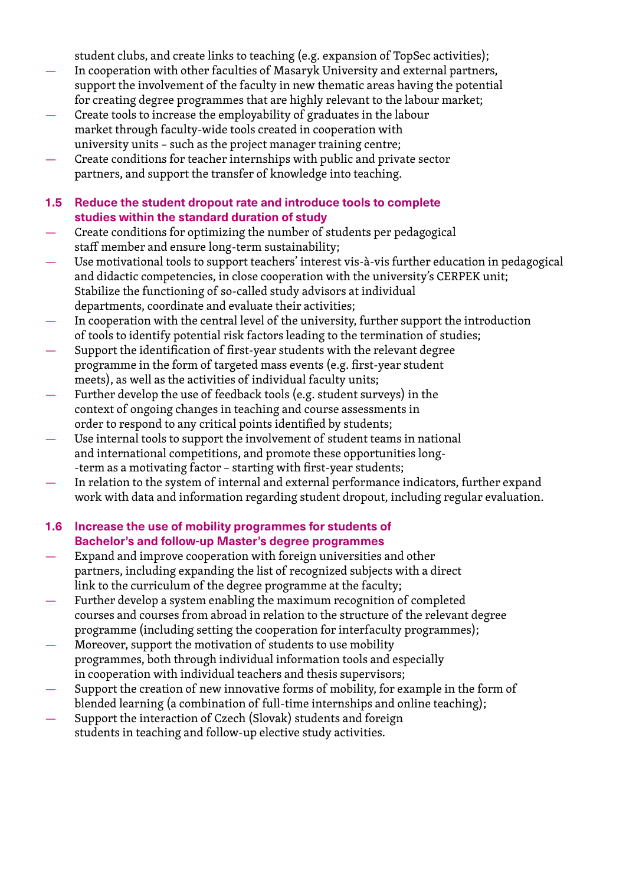student clubs, and create links to teaching (e.g. expansion of TopSec activities);

- In cooperation with other faculties of Masaryk University and external partners, support the involvement of the faculty in new thematic areas having the potential for creating degree programmes that are highly relevant to the labour market;
- Create tools to increase the employability of graduates in the labour market through faculty-wide tools created in cooperation with university units – such as the project manager training centre;
- Create conditions for teacher internships with public and private sector partners, and support the transfer of knowledge into teaching.

### 1.5 Reduce the student dropout rate and introduce tools to complete studies within the standard duration of study

- Create conditions for optimizing the number of students per pedagogical staff member and ensure long-term sustainability;
- Use motivational tools to support teachers' interest vis-à-vis further education in pedagogical and didactic competencies, in close cooperation with the university's CERPEK unit; Stabilize the functioning of so-called study advisors at individual departments, coordinate and evaluate their activities;
- In cooperation with the central level of the university, further support the introduction of tools to identify potential risk factors leading to the termination of studies;
- Support the identification of first-year students with the relevant degree programme in the form of targeted mass events (e.g. first-year student meets), as well as the activities of individual faculty units;
- Further develop the use of feedback tools (e.g. student surveys) in the context of ongoing changes in teaching and course assessments in order to respond to any critical points identified by students;
- Use internal tools to support the involvement of student teams in national and international competitions, and promote these opportunities long--term as a motivating factor – starting with first-year students;
- In relation to the system of internal and external performance indicators, further expand work with data and information regarding student dropout, including regular evaluation.

### 1.6 Increase the use of mobility programmes for students of Bachelor's and follow-up Master's degree programmes

- Expand and improve cooperation with foreign universities and other partners, including expanding the list of recognized subjects with a direct link to the curriculum of the degree programme at the faculty;
- Further develop a system enabling the maximum recognition of completed courses and courses from abroad in relation to the structure of the relevant degree programme (including setting the cooperation for interfaculty programmes);
- Moreover, support the motivation of students to use mobility programmes, both through individual information tools and especially in cooperation with individual teachers and thesis supervisors;
- Support the creation of new innovative forms of mobility, for example in the form of blended learning (a combination of full-time internships and online teaching);
- Support the interaction of Czech (Slovak) students and foreign students in teaching and follow-up elective study activities.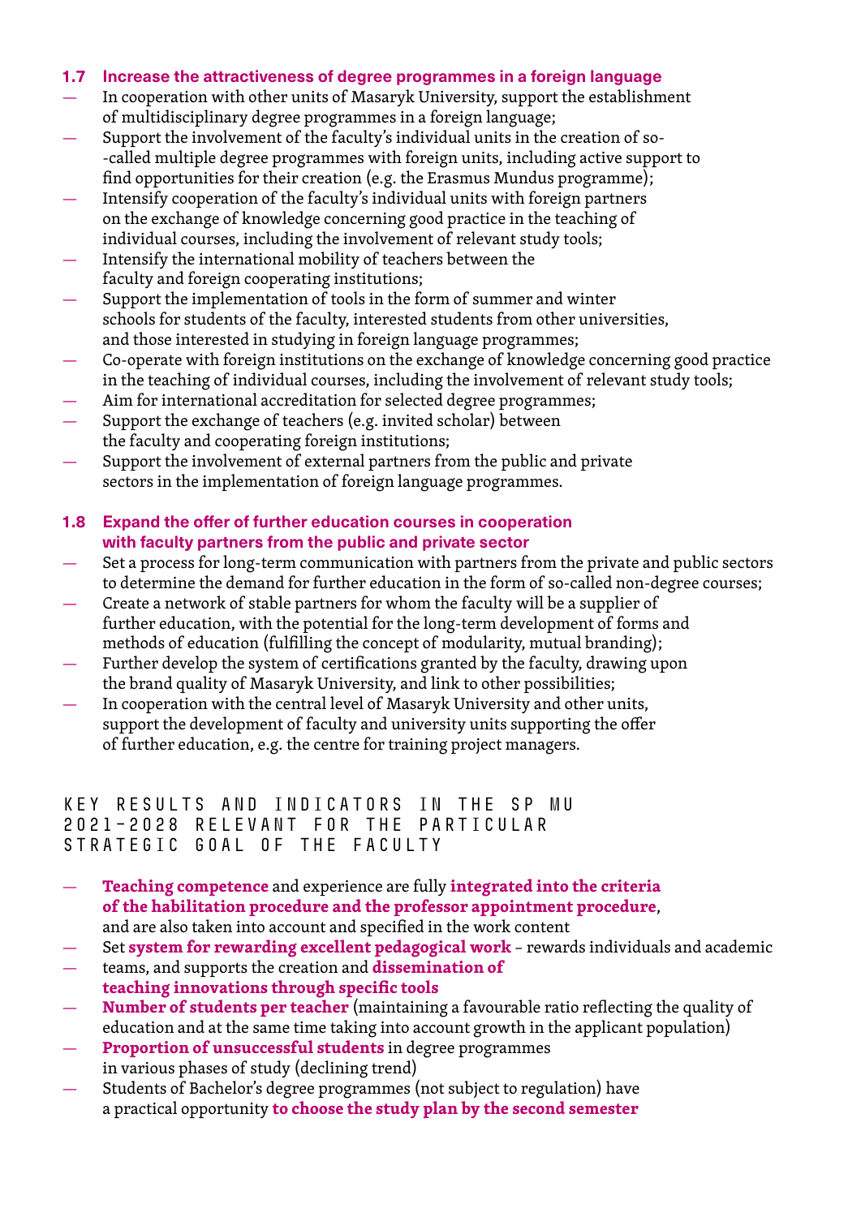### 1.7 Increase the attractiveness of degree programmes in a foreign language

- In cooperation with other units of Masaryk University, support the establishment of multidisciplinary degree programmes in a foreign language;
- Support the involvement of the faculty's individual units in the creation of so-called multiple degree programmes with foreign units, including active support to find opportunities for their creation (e.g. the Erasmus Mundus programme);
- Intensify cooperation of the faculty's individual units with foreign partners on the exchange of knowledge concerning good practice in the teaching of individual courses, including the involvement of relevant study tools;
- Intensify the international mobility of teachers between the faculty and foreign cooperating institutions;
- Support the implementation of tools in the form of summer and winter schools for students of the faculty, interested students from other universities, and those interested in studying in foreign language programmes;
- Co-operate with foreign institutions on the exchange of knowledge concerning good practice in the teaching of individual courses, including the involvement of relevant study tools;
- Aim for international accreditation for selected degree programmes;
- Support the exchange of teachers (e.g. invited scholar) between the faculty and cooperating foreign institutions;
- Support the involvement of external partners from the public and private sectors in the implementation of foreign language programmes.

### 1.8 Expand the offer of further education courses in cooperation with faculty partners from the public and private sector

- Set a process for long-term communication with partners from the private and public sectors to determine the demand for further education in the form of so-called non-degree courses;
- Create a network of stable partners for whom the faculty will be a supplier of further education, with the potential for the long-term development of forms and methods of education (fulfilling the concept of modularity, mutual branding);
- Further develop the system of certifications granted by the faculty, drawing upon the brand quality of Masaryk University, and link to other possibilities;
- In cooperation with the central level of Masaryk University and other units, support the development of faculty and university units supporting the offer of further education, e.g. the centre for training project managers.

## KEY RESULTS AND INDICATORS IN THE SP MU 2021–2028 RELEVANT FOR THE PARTICULAR STRATEGIC GOAL OF THE FACULTY

- **Teaching competence** and experience are fully **integrated into the criteria of the habilitation procedure and the professor appointment procedure**, and are also taken into account and specified in the work content
- Set **system for rewarding excellent pedagogical work** – rewards individuals and academic teams, and supports the creation and **dissemination of teaching innovations through specific tools**
- **Number of students per teacher** (maintaining a favourable ratio reflecting the quality of education and at the same time taking into account growth in the applicant population)
- **Proportion of unsuccessful students** in degree programmes in various phases of study (declining trend)
- Students of Bachelor's degree programmes (not subject to regulation) have a practical opportunity **to choose the study plan by the second semester**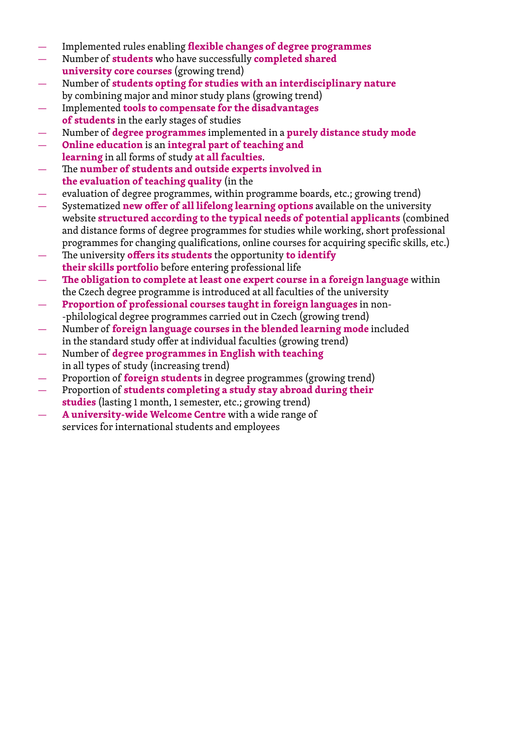- Implemented rules enabling **flexible changes of degree programmes**
- Number of **students** who have successfully **completed shared university core courses** (growing trend)
- Number of **students opting for studies with an interdisciplinary nature** by combining major and minor study plans (growing trend)
- Implemented **tools to compensate for the disadvantages of students** in the early stages of studies
- Number of **degree programmes** implemented in a **purely distance study mode**
- **Online education** is an **integral part of teaching and learning** in all forms of study **at all faculties**.
- The **number of students and outside experts involved in the evaluation of teaching quality** (in the
- evaluation of degree programmes, within programme boards, etc.; growing trend)
- Systematized **new offer of all lifelong learning options** available on the university website **structured according to the typical needs of potential applicants** (combined and distance forms of degree programmes for studies while working, short professional programmes for changing qualifications, online courses for acquiring specific skills, etc.)
- The university **offers its students** the opportunity **to identify their skills portfolio** before entering professional life
- **The obligation to complete at least one expert course in a foreign language** within the Czech degree programme is introduced at all faculties of the university
- **Proportion of professional courses taught in foreign languages** in non--philological degree programmes carried out in Czech (growing trend)
- Number of **foreign language courses in the blended learning mode** included in the standard study offer at individual faculties (growing trend)
- Number of **degree programmes in English with teaching** in all types of study (increasing trend)
- Proportion of **foreign students** in degree programmes (growing trend)
- Proportion of **students completing a study stay abroad during their studies** (lasting 1 month, 1 semester, etc.; growing trend)
- **A university-wide Welcome Centre** with a wide range of services for international students and employees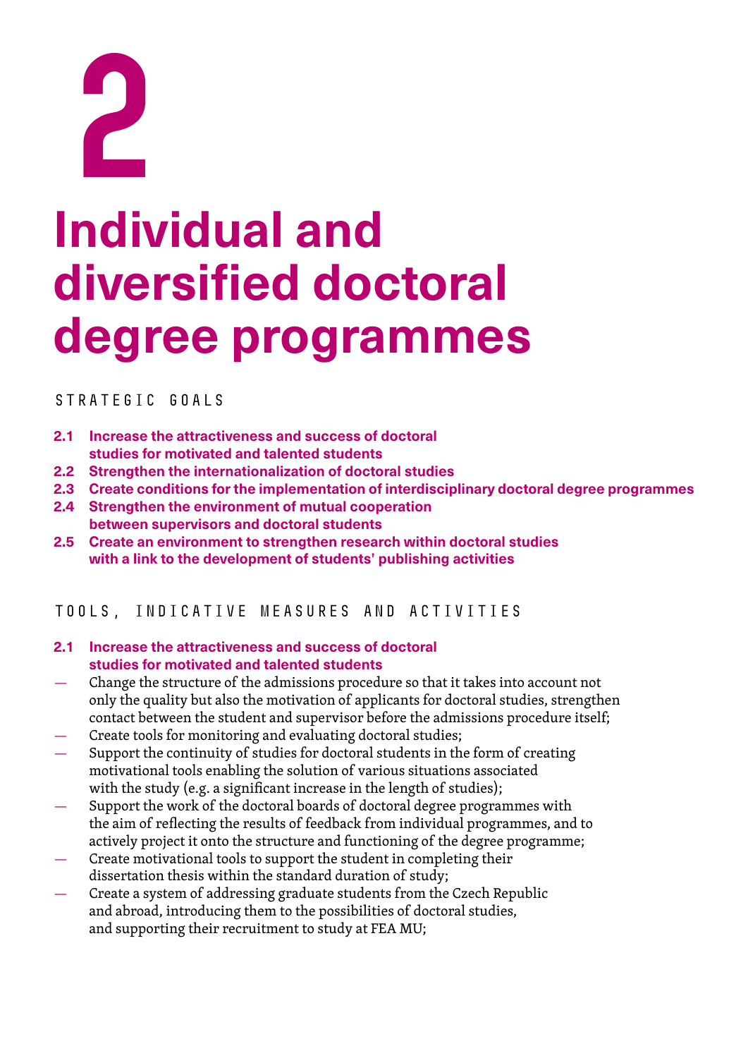# 2

# Individual and diversified doctoral degree programmes

## STRATEGIC GOALS

**2.1 Increase the attractiveness and success of doctoral studies for motivated and talented students**
**2.2 Strengthen the internationalization of doctoral studies**
**2.3 Create conditions for the implementation of interdisciplinary doctoral degree programmes**
**2.4 Strengthen the environment of mutual cooperation between supervisors and doctoral students**
**2.5 Create an environment to strengthen research within doctoral studies with a link to the development of students' publishing activities**

## TOOLS, INDICATIVE MEASURES AND ACTIVITIES

**2.1 Increase the attractiveness and success of doctoral studies for motivated and talented students**

— Change the structure of the admissions procedure so that it takes into account not only the quality but also the motivation of applicants for doctoral studies, strengthen contact between the student and supervisor before the admissions procedure itself;
— Create tools for monitoring and evaluating doctoral studies;
— Support the continuity of studies for doctoral students in the form of creating motivational tools enabling the solution of various situations associated with the study (e.g. a significant increase in the length of studies);
— Support the work of the doctoral boards of doctoral degree programmes with the aim of reflecting the results of feedback from individual programmes, and to actively project it onto the structure and functioning of the degree programme;
— Create motivational tools to support the student in completing their dissertation thesis within the standard duration of study;
— Create a system of addressing graduate students from the Czech Republic and abroad, introducing them to the possibilities of doctoral studies, and supporting their recruitment to study at FEA MU;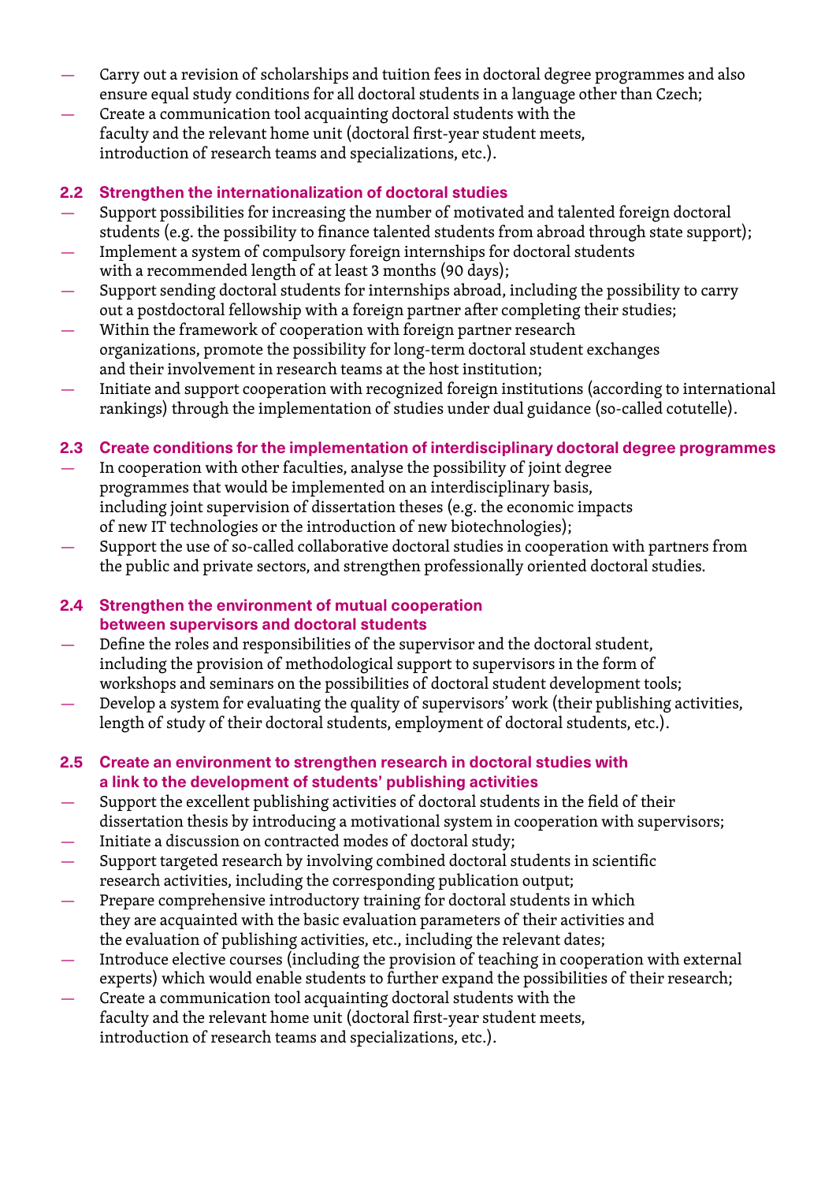- Carry out a revision of scholarships and tuition fees in doctoral degree programmes and also ensure equal study conditions for all doctoral students in a language other than Czech;
- Create a communication tool acquainting doctoral students with the faculty and the relevant home unit (doctoral first-year student meets, introduction of research teams and specializations, etc.).

### 2.2 Strengthen the internationalization of doctoral studies

- Support possibilities for increasing the number of motivated and talented foreign doctoral students (e.g. the possibility to finance talented students from abroad through state support);
- Implement a system of compulsory foreign internships for doctoral students with a recommended length of at least 3 months (90 days);
- Support sending doctoral students for internships abroad, including the possibility to carry out a postdoctoral fellowship with a foreign partner after completing their studies;
- Within the framework of cooperation with foreign partner research organizations, promote the possibility for long-term doctoral student exchanges and their involvement in research teams at the host institution;
- Initiate and support cooperation with recognized foreign institutions (according to international rankings) through the implementation of studies under dual guidance (so-called cotutelle).

### 2.3 Create conditions for the implementation of interdisciplinary doctoral degree programmes

- In cooperation with other faculties, analyse the possibility of joint degree programmes that would be implemented on an interdisciplinary basis, including joint supervision of dissertation theses (e.g. the economic impacts of new IT technologies or the introduction of new biotechnologies);
- Support the use of so-called collaborative doctoral studies in cooperation with partners from the public and private sectors, and strengthen professionally oriented doctoral studies.

### 2.4 Strengthen the environment of mutual cooperation between supervisors and doctoral students

- Define the roles and responsibilities of the supervisor and the doctoral student, including the provision of methodological support to supervisors in the form of workshops and seminars on the possibilities of doctoral student development tools;
- Develop a system for evaluating the quality of supervisors' work (their publishing activities, length of study of their doctoral students, employment of doctoral students, etc.).

### 2.5 Create an environment to strengthen research in doctoral studies with a link to the development of students' publishing activities

- Support the excellent publishing activities of doctoral students in the field of their dissertation thesis by introducing a motivational system in cooperation with supervisors;
- Initiate a discussion on contracted modes of doctoral study;
- Support targeted research by involving combined doctoral students in scientific research activities, including the corresponding publication output;
- Prepare comprehensive introductory training for doctoral students in which they are acquainted with the basic evaluation parameters of their activities and the evaluation of publishing activities, etc., including the relevant dates;
- Introduce elective courses (including the provision of teaching in cooperation with external experts) which would enable students to further expand the possibilities of their research;
- Create a communication tool acquainting doctoral students with the faculty and the relevant home unit (doctoral first-year student meets, introduction of research teams and specializations, etc.).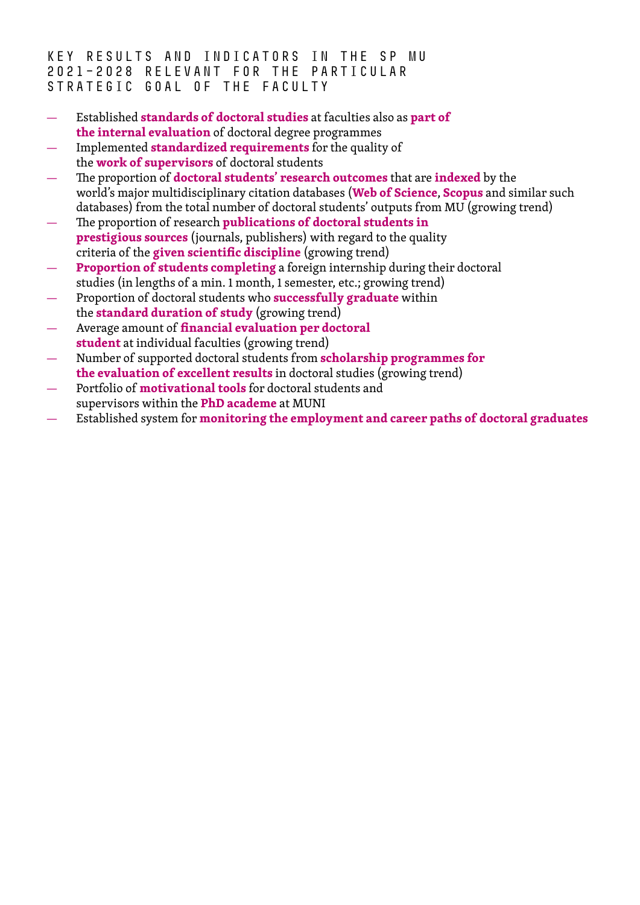## KEY RESULTS AND INDICATORS IN THE SP MU 2021–2028 RELEVANT FOR THE PARTICULAR STRATEGIC GOAL OF THE FACULTY

- Established **standards of doctoral studies** at faculties also as **part of the internal evaluation** of doctoral degree programmes
- Implemented **standardized requirements** for the quality of the **work of supervisors** of doctoral students
- The proportion of **doctoral students' research outcomes** that are **indexed** by the world's major multidisciplinary citation databases (**Web of Science**, **Scopus** and similar such databases) from the total number of doctoral students' outputs from MU (growing trend)
- The proportion of research **publications of doctoral students in prestigious sources** (journals, publishers) with regard to the quality criteria of the **given scientific discipline** (growing trend)
- **Proportion of students completing** a foreign internship during their doctoral studies (in lengths of a min. 1 month, 1 semester, etc.; growing trend)
- Proportion of doctoral students who **successfully graduate** within the **standard duration of study** (growing trend)
- Average amount of **financial evaluation per doctoral student** at individual faculties (growing trend)
- Number of supported doctoral students from **scholarship programmes for the evaluation of excellent results** in doctoral studies (growing trend)
- Portfolio of **motivational tools** for doctoral students and supervisors within the **PhD academe** at MUNI
- Established system for **monitoring the employment and career paths of doctoral graduates**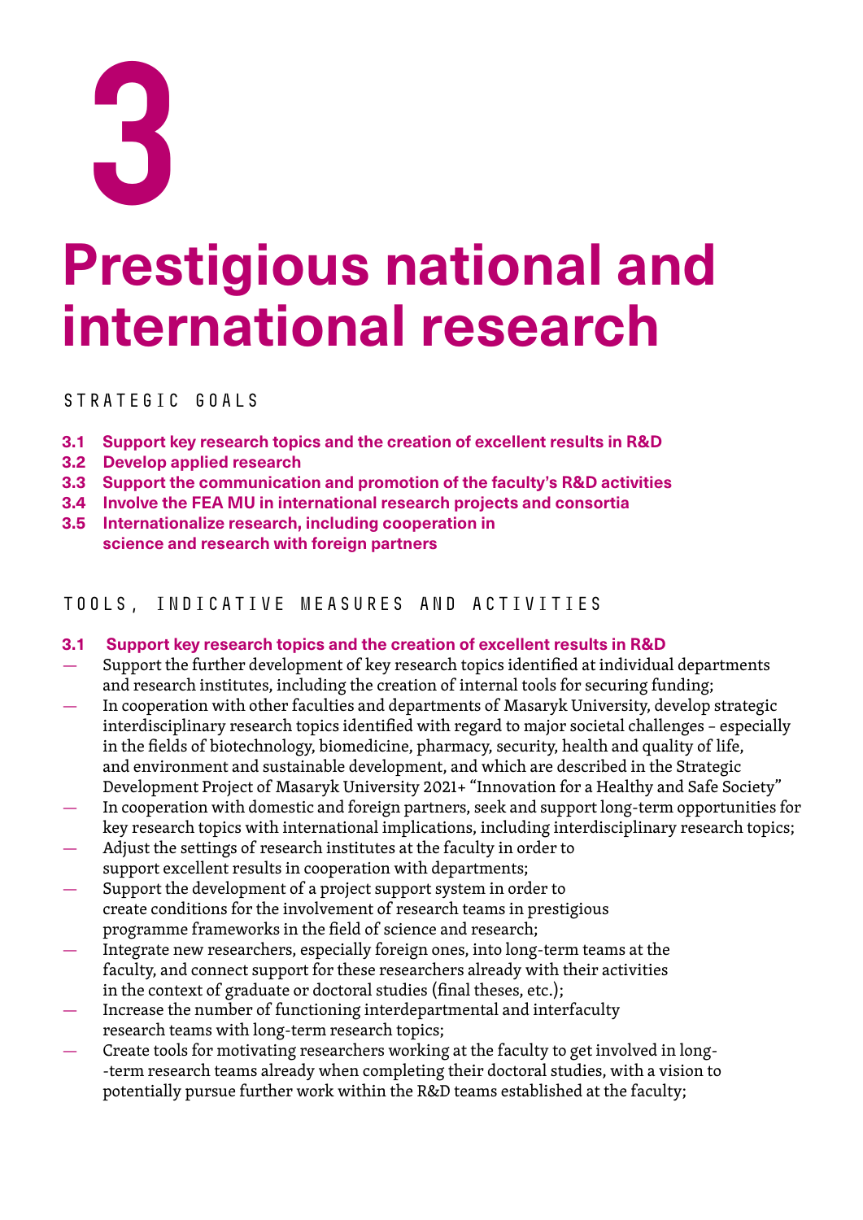# 3

# Prestigious national and international research

## STRATEGIC GOALS

**3.1 Support key research topics and the creation of excellent results in R&D**
**3.2 Develop applied research**
**3.3 Support the communication and promotion of the faculty's R&D activities**
**3.4 Involve the FEA MU in international research projects and consortia**
**3.5 Internationalize research, including cooperation in science and research with foreign partners**

## TOOLS, INDICATIVE MEASURES AND ACTIVITIES

### 3.1 Support key research topics and the creation of excellent results in R&D

- Support the further development of key research topics identified at individual departments and research institutes, including the creation of internal tools for securing funding;
- In cooperation with other faculties and departments of Masaryk University, develop strategic interdisciplinary research topics identified with regard to major societal challenges – especially in the fields of biotechnology, biomedicine, pharmacy, security, health and quality of life, and environment and sustainable development, and which are described in the Strategic Development Project of Masaryk University 2021+ "Innovation for a Healthy and Safe Society"
- In cooperation with domestic and foreign partners, seek and support long-term opportunities for key research topics with international implications, including interdisciplinary research topics;
- Adjust the settings of research institutes at the faculty in order to support excellent results in cooperation with departments;
- Support the development of a project support system in order to create conditions for the involvement of research teams in prestigious programme frameworks in the field of science and research;
- Integrate new researchers, especially foreign ones, into long-term teams at the faculty, and connect support for these researchers already with their activities in the context of graduate or doctoral studies (final theses, etc.);
- Increase the number of functioning interdepartmental and interfaculty research teams with long-term research topics;
- Create tools for motivating researchers working at the faculty to get involved in long-term research teams already when completing their doctoral studies, with a vision to potentially pursue further work within the R&D teams established at the faculty;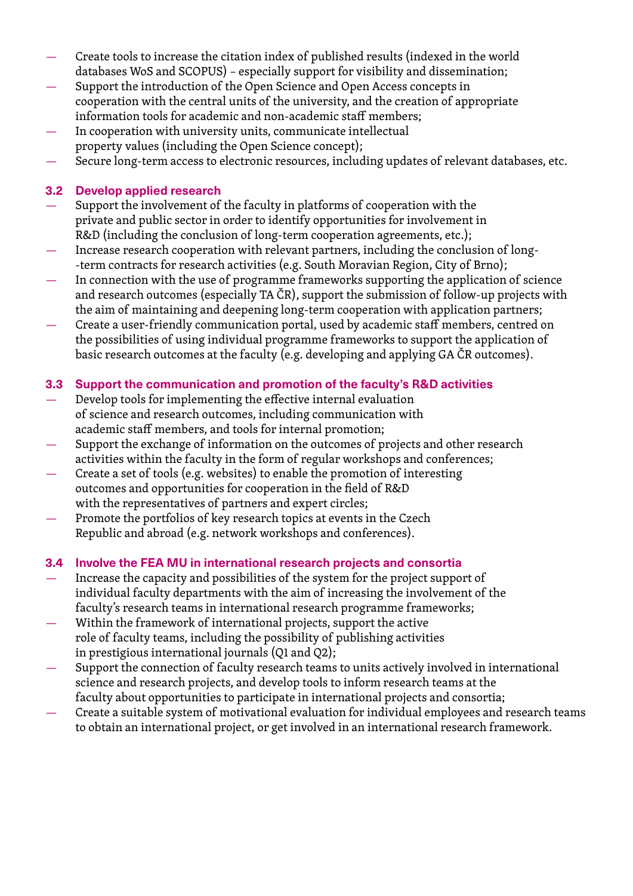- Create tools to increase the citation index of published results (indexed in the world databases WoS and SCOPUS) – especially support for visibility and dissemination;
- Support the introduction of the Open Science and Open Access concepts in cooperation with the central units of the university, and the creation of appropriate information tools for academic and non-academic staff members;
- In cooperation with university units, communicate intellectual property values (including the Open Science concept);
- Secure long-term access to electronic resources, including updates of relevant databases, etc.

### 3.2 Develop applied research

- Support the involvement of the faculty in platforms of cooperation with the private and public sector in order to identify opportunities for involvement in R&D (including the conclusion of long-term cooperation agreements, etc.);
- Increase research cooperation with relevant partners, including the conclusion of long-term contracts for research activities (e.g. South Moravian Region, City of Brno);
- In connection with the use of programme frameworks supporting the application of science and research outcomes (especially TA ČR), support the submission of follow-up projects with the aim of maintaining and deepening long-term cooperation with application partners;
- Create a user-friendly communication portal, used by academic staff members, centred on the possibilities of using individual programme frameworks to support the application of basic research outcomes at the faculty (e.g. developing and applying GA ČR outcomes).

### 3.3 Support the communication and promotion of the faculty's R&D activities

- Develop tools for implementing the effective internal evaluation of science and research outcomes, including communication with academic staff members, and tools for internal promotion;
- Support the exchange of information on the outcomes of projects and other research activities within the faculty in the form of regular workshops and conferences;
- Create a set of tools (e.g. websites) to enable the promotion of interesting outcomes and opportunities for cooperation in the field of R&D with the representatives of partners and expert circles;
- Promote the portfolios of key research topics at events in the Czech Republic and abroad (e.g. network workshops and conferences).

### 3.4 Involve the FEA MU in international research projects and consortia

- Increase the capacity and possibilities of the system for the project support of individual faculty departments with the aim of increasing the involvement of the faculty's research teams in international research programme frameworks;
- Within the framework of international projects, support the active role of faculty teams, including the possibility of publishing activities in prestigious international journals (Q1 and Q2);
- Support the connection of faculty research teams to units actively involved in international science and research projects, and develop tools to inform research teams at the faculty about opportunities to participate in international projects and consortia;
- Create a suitable system of motivational evaluation for individual employees and research teams to obtain an international project, or get involved in an international research framework.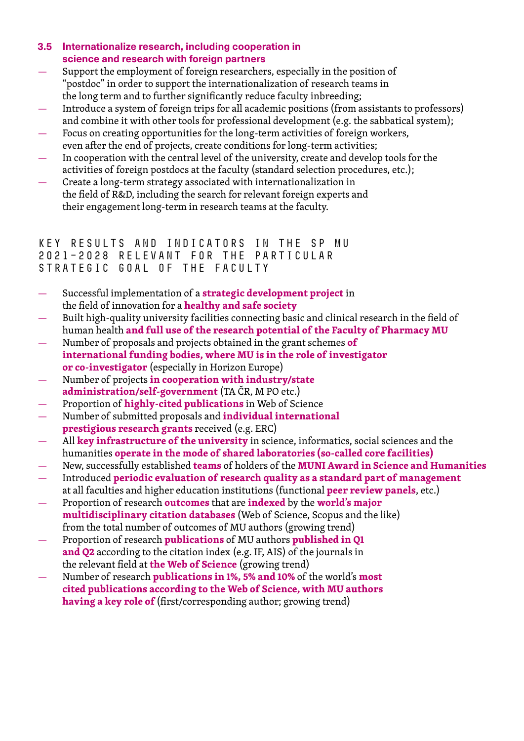### 3.5 Internationalize research, including cooperation in science and research with foreign partners

- Support the employment of foreign researchers, especially in the position of "postdoc" in order to support the internationalization of research teams in the long term and to further significantly reduce faculty inbreeding;
- Introduce a system of foreign trips for all academic positions (from assistants to professors) and combine it with other tools for professional development (e.g. the sabbatical system);
- Focus on creating opportunities for the long-term activities of foreign workers, even after the end of projects, create conditions for long-term activities;
- In cooperation with the central level of the university, create and develop tools for the activities of foreign postdocs at the faculty (standard selection procedures, etc.);
- Create a long-term strategy associated with internationalization in the field of R&D, including the search for relevant foreign experts and their engagement long-term in research teams at the faculty.

## KEY RESULTS AND INDICATORS IN THE SP MU 2021–2028 RELEVANT FOR THE PARTICULAR STRATEGIC GOAL OF THE FACULTY

- Successful implementation of a **strategic development project** in the field of innovation for a **healthy and safe society**
- Built high-quality university facilities connecting basic and clinical research in the field of human health **and full use of the research potential of the Faculty of Pharmacy MU**
- Number of proposals and projects obtained in the grant schemes **of international funding bodies, where MU is in the role of investigator or co-investigator** (especially in Horizon Europe)
- Number of projects **in cooperation with industry/state administration/self-government** (TA ČR, M PO etc.)
- Proportion of **highly-cited publications** in Web of Science
- Number of submitted proposals and **individual international prestigious research grants** received (e.g. ERC)
- All **key infrastructure of the university** in science, informatics, social sciences and the humanities **operate in the mode of shared laboratories (so-called core facilities)**
- New, successfully established **teams** of holders of the **MUNI Award in Science and Humanities**
- Introduced **periodic evaluation of research quality as a standard part of management** at all faculties and higher education institutions (functional **peer review panels**, etc.)
- Proportion of research **outcomes** that are **indexed** by the **world's major multidisciplinary citation databases** (Web of Science, Scopus and the like) from the total number of outcomes of MU authors (growing trend)
- Proportion of research **publications** of MU authors **published in Q1 and Q2** according to the citation index (e.g. IF, AIS) of the journals in the relevant field at **the Web of Science** (growing trend)
- Number of research **publications in 1%, 5% and 10%** of the world's **most cited publications according to the Web of Science, with MU authors having a key role of** (first/corresponding author; growing trend)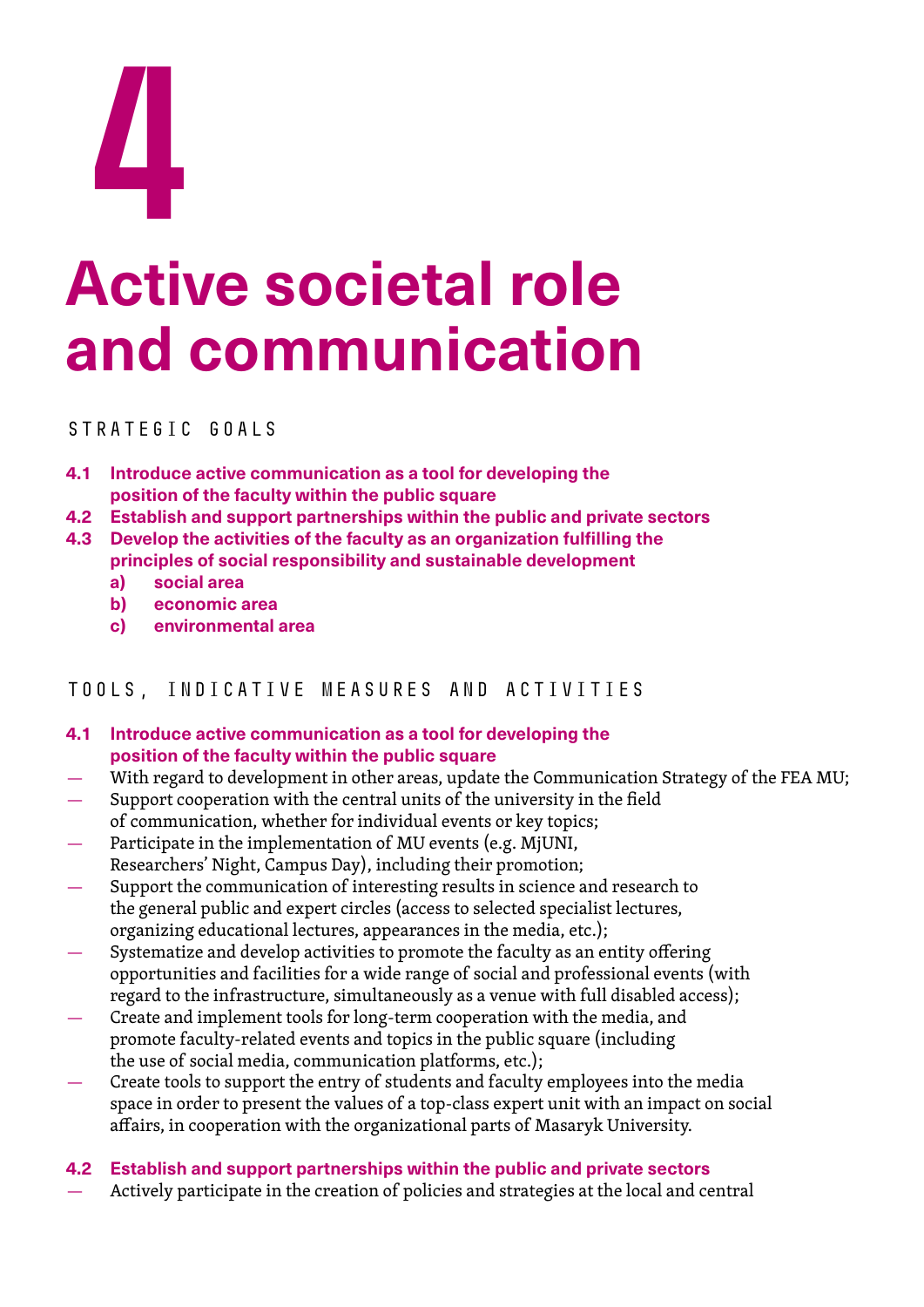# 4

# Active societal role and communication

## STRATEGIC GOALS

**4.1 Introduce active communication as a tool for developing the position of the faculty within the public square**
**4.2 Establish and support partnerships within the public and private sectors**
**4.3 Develop the activities of the faculty as an organization fulfilling the principles of social responsibility and sustainable development**
- **a) social area**
- **b) economic area**
- **c) environmental area**

## TOOLS, INDICATIVE MEASURES AND ACTIVITIES

### 4.1 Introduce active communication as a tool for developing the position of the faculty within the public square

- With regard to development in other areas, update the Communication Strategy of the FEA MU;
- Support cooperation with the central units of the university in the field of communication, whether for individual events or key topics;
- Participate in the implementation of MU events (e.g. MjUNI, Researchers' Night, Campus Day), including their promotion;
- Support the communication of interesting results in science and research to the general public and expert circles (access to selected specialist lectures, organizing educational lectures, appearances in the media, etc.);
- Systematize and develop activities to promote the faculty as an entity offering opportunities and facilities for a wide range of social and professional events (with regard to the infrastructure, simultaneously as a venue with full disabled access);
- Create and implement tools for long-term cooperation with the media, and promote faculty-related events and topics in the public square (including the use of social media, communication platforms, etc.);
- Create tools to support the entry of students and faculty employees into the media space in order to present the values of a top-class expert unit with an impact on social affairs, in cooperation with the organizational parts of Masaryk University.

### 4.2 Establish and support partnerships within the public and private sectors

- Actively participate in the creation of policies and strategies at the local and central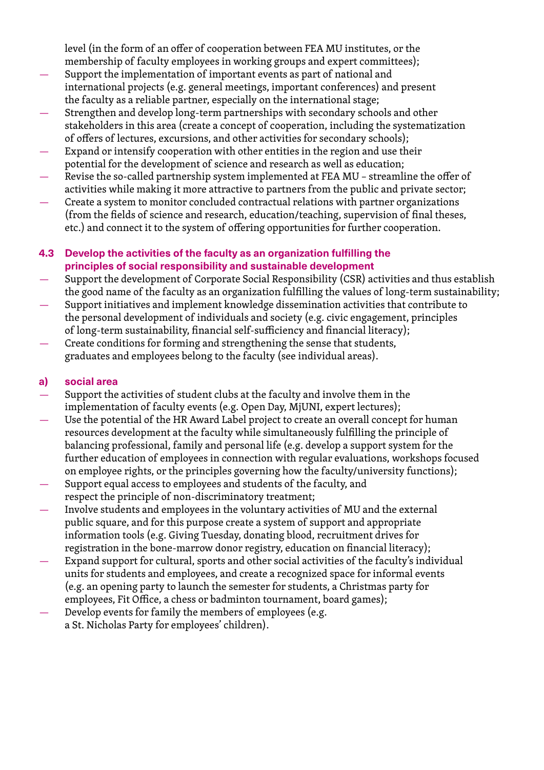level (in the form of an offer of cooperation between FEA MU institutes, or the membership of faculty employees in working groups and expert committees);

- Support the implementation of important events as part of national and international projects (e.g. general meetings, important conferences) and present the faculty as a reliable partner, especially on the international stage;
- Strengthen and develop long-term partnerships with secondary schools and other stakeholders in this area (create a concept of cooperation, including the systematization of offers of lectures, excursions, and other activities for secondary schools);
- Expand or intensify cooperation with other entities in the region and use their potential for the development of science and research as well as education;
- Revise the so-called partnership system implemented at FEA MU – streamline the offer of activities while making it more attractive to partners from the public and private sector;
- Create a system to monitor concluded contractual relations with partner organizations (from the fields of science and research, education/teaching, supervision of final theses, etc.) and connect it to the system of offering opportunities for further cooperation.

### 4.3 Develop the activities of the faculty as an organization fulfilling the principles of social responsibility and sustainable development

- Support the development of Corporate Social Responsibility (CSR) activities and thus establish the good name of the faculty as an organization fulfilling the values of long-term sustainability;
- Support initiatives and implement knowledge dissemination activities that contribute to the personal development of individuals and society (e.g. civic engagement, principles of long-term sustainability, financial self-sufficiency and financial literacy);
- Create conditions for forming and strengthening the sense that students, graduates and employees belong to the faculty (see individual areas).

#### a) social area

- Support the activities of student clubs at the faculty and involve them in the implementation of faculty events (e.g. Open Day, MjUNI, expert lectures);
- Use the potential of the HR Award Label project to create an overall concept for human resources development at the faculty while simultaneously fulfilling the principle of balancing professional, family and personal life (e.g. develop a support system for the further education of employees in connection with regular evaluations, workshops focused on employee rights, or the principles governing how the faculty/university functions);
- Support equal access to employees and students of the faculty, and respect the principle of non-discriminatory treatment;
- Involve students and employees in the voluntary activities of MU and the external public square, and for this purpose create a system of support and appropriate information tools (e.g. Giving Tuesday, donating blood, recruitment drives for registration in the bone-marrow donor registry, education on financial literacy);
- Expand support for cultural, sports and other social activities of the faculty's individual units for students and employees, and create a recognized space for informal events (e.g. an opening party to launch the semester for students, a Christmas party for employees, Fit Office, a chess or badminton tournament, board games);
- Develop events for family the members of employees (e.g. a St. Nicholas Party for employees' children).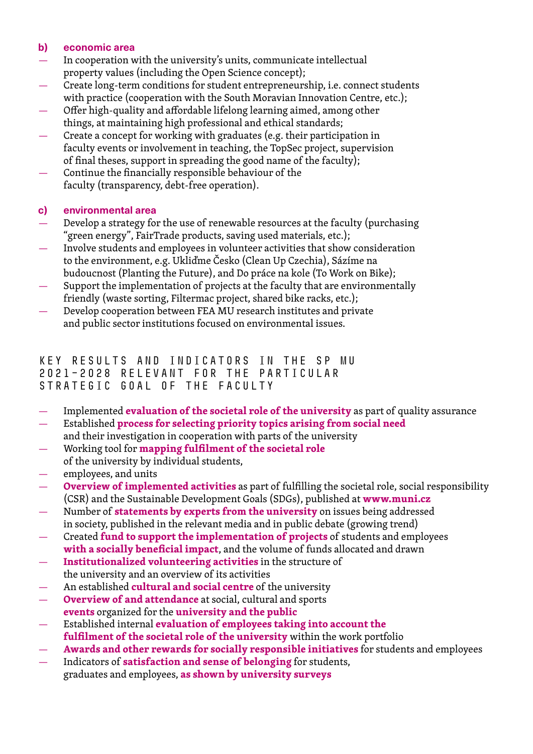#### b) economic area

- In cooperation with the university's units, communicate intellectual property values (including the Open Science concept);
- Create long-term conditions for student entrepreneurship, i.e. connect students with practice (cooperation with the South Moravian Innovation Centre, etc.);
- Offer high-quality and affordable lifelong learning aimed, among other things, at maintaining high professional and ethical standards;
- Create a concept for working with graduates (e.g. their participation in faculty events or involvement in teaching, the TopSec project, supervision of final theses, support in spreading the good name of the faculty);
- Continue the financially responsible behaviour of the faculty (transparency, debt-free operation).

#### c) environmental area

- Develop a strategy for the use of renewable resources at the faculty (purchasing "green energy", FairTrade products, saving used materials, etc.);
- Involve students and employees in volunteer activities that show consideration to the environment, e.g. Ukliďme Česko (Clean Up Czechia), Sázíme na budoucnost (Planting the Future), and Do práce na kole (To Work on Bike);
- Support the implementation of projects at the faculty that are environmentally friendly (waste sorting, Filtermac project, shared bike racks, etc.);
- Develop cooperation between FEA MU research institutes and private and public sector institutions focused on environmental issues.

### KEY RESULTS AND INDICATORS IN THE SP MU 2021–2028 RELEVANT FOR THE PARTICULAR STRATEGIC GOAL OF THE FACULTY

- Implemented **evaluation of the societal role of the university** as part of quality assurance
- Established **process for selecting priority topics arising from social need** and their investigation in cooperation with parts of the university
- Working tool for **mapping fulfilment of the societal role** of the university by individual students,
- employees, and units
- **Overview of implemented activities** as part of fulfilling the societal role, social responsibility (CSR) and the Sustainable Development Goals (SDGs), published at **www.muni.cz**
- Number of **statements by experts from the university** on issues being addressed in society, published in the relevant media and in public debate (growing trend)
- Created **fund to support the implementation of projects** of students and employees **with a socially beneficial impact**, and the volume of funds allocated and drawn
- **Institutionalized volunteering activities** in the structure of the university and an overview of its activities
- An established **cultural and social centre** of the university
- **Overview of and attendance** at social, cultural and sports **events** organized for the **university and the public**
- Established internal **evaluation of employees taking into account the fulfilment of the societal role of the university** within the work portfolio
- **Awards and other rewards for socially responsible initiatives** for students and employees
- Indicators of **satisfaction and sense of belonging** for students, graduates and employees, **as shown by university surveys**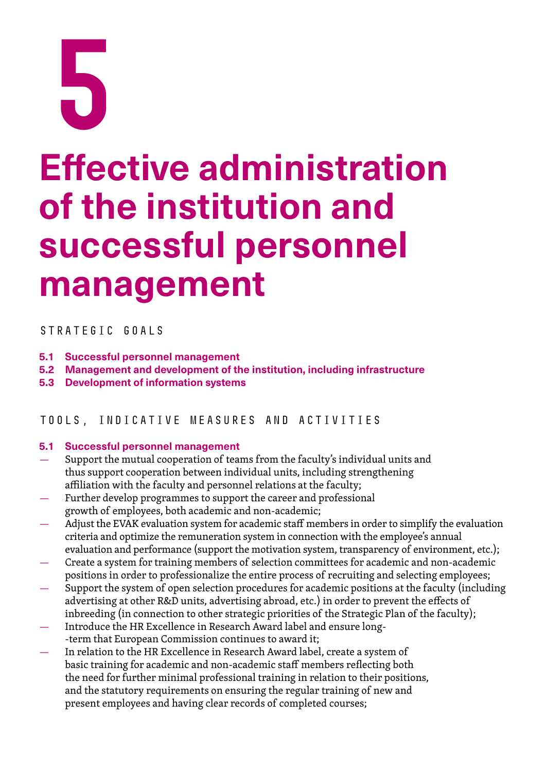# 5

# Effective administration of the institution and successful personnel management

## STRATEGIC GOALS

**5.1 Successful personnel management**
**5.2 Management and development of the institution, including infrastructure**
**5.3 Development of information systems**

## TOOLS, INDICATIVE MEASURES AND ACTIVITIES

### 5.1 Successful personnel management

- Support the mutual cooperation of teams from the faculty's individual units and thus support cooperation between individual units, including strengthening affiliation with the faculty and personnel relations at the faculty;
- Further develop programmes to support the career and professional growth of employees, both academic and non-academic;
- Adjust the EVAK evaluation system for academic staff members in order to simplify the evaluation criteria and optimize the remuneration system in connection with the employee's annual evaluation and performance (support the motivation system, transparency of environment, etc.);
- Create a system for training members of selection committees for academic and non-academic positions in order to professionalize the entire process of recruiting and selecting employees;
- Support the system of open selection procedures for academic positions at the faculty (including advertising at other R&D units, advertising abroad, etc.) in order to prevent the effects of inbreeding (in connection to other strategic priorities of the Strategic Plan of the faculty);
- Introduce the HR Excellence in Research Award label and ensure long-term that European Commission continues to award it;
- In relation to the HR Excellence in Research Award label, create a system of basic training for academic and non-academic staff members reflecting both the need for further minimal professional training in relation to their positions, and the statutory requirements on ensuring the regular training of new and present employees and having clear records of completed courses;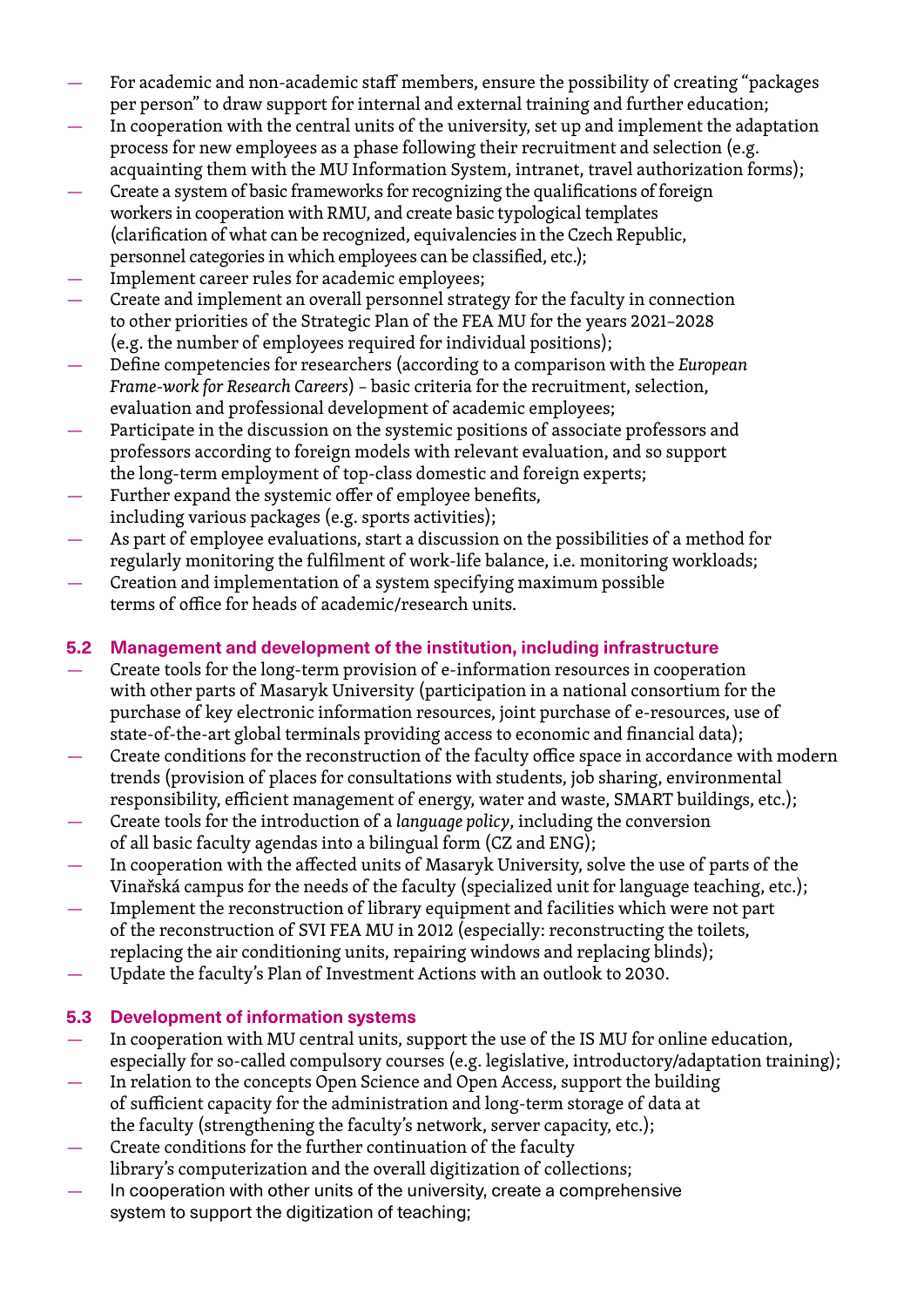- For academic and non-academic staff members, ensure the possibility of creating "packages per person" to draw support for internal and external training and further education;
- In cooperation with the central units of the university, set up and implement the adaptation process for new employees as a phase following their recruitment and selection (e.g. acquainting them with the MU Information System, intranet, travel authorization forms);
- Create a system of basic frameworks for recognizing the qualifications of foreign workers in cooperation with RMU, and create basic typological templates (clarification of what can be recognized, equivalencies in the Czech Republic, personnel categories in which employees can be classified, etc.);
- Implement career rules for academic employees;
- Create and implement an overall personnel strategy for the faculty in connection to other priorities of the Strategic Plan of the FEA MU for the years 2021–2028 (e.g. the number of employees required for individual positions);
- Define competencies for researchers (according to a comparison with the *European Frame-work for Research Careers*) – basic criteria for the recruitment, selection, evaluation and professional development of academic employees;
- Participate in the discussion on the systemic positions of associate professors and professors according to foreign models with relevant evaluation, and so support the long-term employment of top-class domestic and foreign experts;
- Further expand the systemic offer of employee benefits, including various packages (e.g. sports activities);
- As part of employee evaluations, start a discussion on the possibilities of a method for regularly monitoring the fulfilment of work-life balance, i.e. monitoring workloads;
- Creation and implementation of a system specifying maximum possible terms of office for heads of academic/research units.

### 5.2 Management and development of the institution, including infrastructure

- Create tools for the long-term provision of e-information resources in cooperation with other parts of Masaryk University (participation in a national consortium for the purchase of key electronic information resources, joint purchase of e-resources, use of state-of-the-art global terminals providing access to economic and financial data);
- Create conditions for the reconstruction of the faculty office space in accordance with modern trends (provision of places for consultations with students, job sharing, environmental responsibility, efficient management of energy, water and waste, SMART buildings, etc.);
- Create tools for the introduction of a *language policy*, including the conversion of all basic faculty agendas into a bilingual form (CZ and ENG);
- In cooperation with the affected units of Masaryk University, solve the use of parts of the Vinařská campus for the needs of the faculty (specialized unit for language teaching, etc.);
- Implement the reconstruction of library equipment and facilities which were not part of the reconstruction of SVI FEA MU in 2012 (especially: reconstructing the toilets, replacing the air conditioning units, repairing windows and replacing blinds);
- Update the faculty's Plan of Investment Actions with an outlook to 2030.

### 5.3 Development of information systems

- In cooperation with MU central units, support the use of the IS MU for online education, especially for so-called compulsory courses (e.g. legislative, introductory/adaptation training);
- In relation to the concepts Open Science and Open Access, support the building of sufficient capacity for the administration and long-term storage of data at the faculty (strengthening the faculty's network, server capacity, etc.);
- Create conditions for the further continuation of the faculty library's computerization and the overall digitization of collections;
- In cooperation with other units of the university, create a comprehensive system to support the digitization of teaching;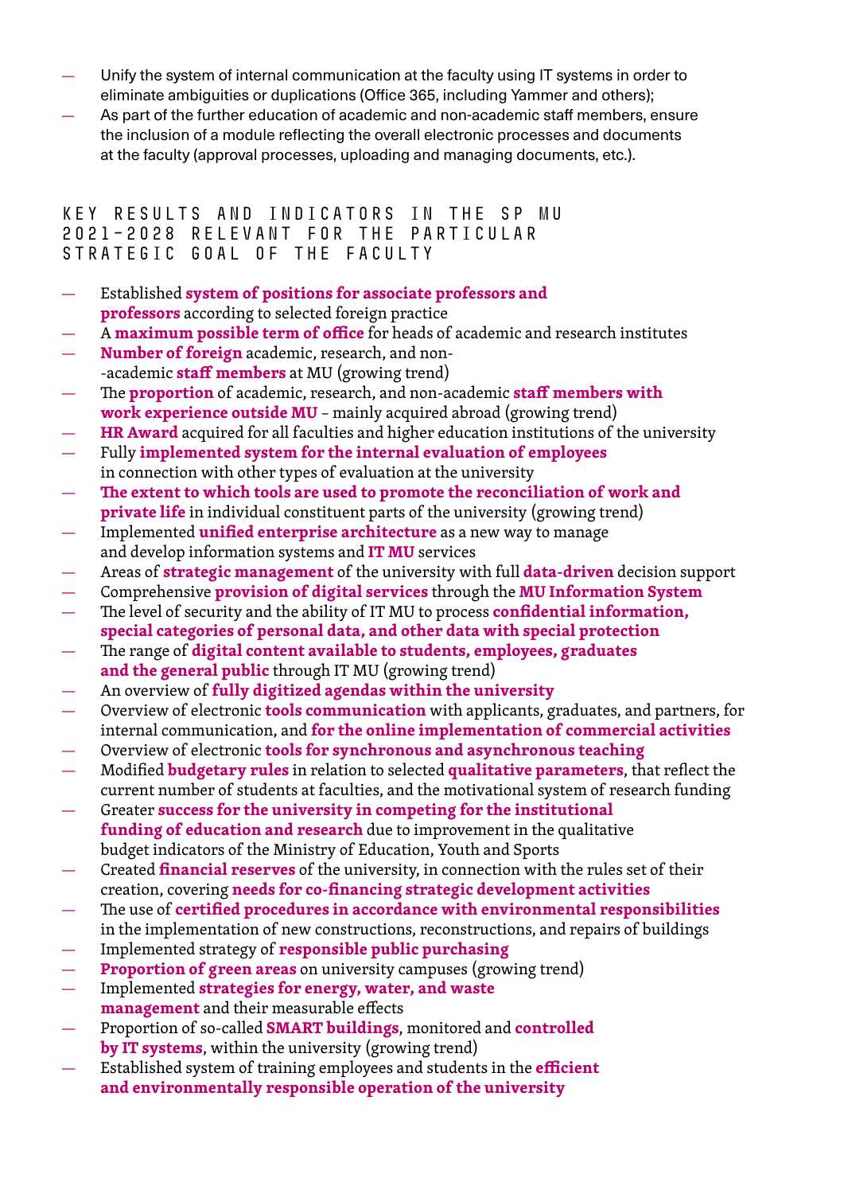- Unify the system of internal communication at the faculty using IT systems in order to eliminate ambiguities or duplications (Office 365, including Yammer and others);
- As part of the further education of academic and non-academic staff members, ensure the inclusion of a module reflecting the overall electronic processes and documents at the faculty (approval processes, uploading and managing documents, etc.).

## KEY RESULTS AND INDICATORS IN THE SP MU 2021–2028 RELEVANT FOR THE PARTICULAR STRATEGIC GOAL OF THE FACULTY

- Established **system of positions for associate professors and professors** according to selected foreign practice
- A **maximum possible term of office** for heads of academic and research institutes
- **Number of foreign** academic, research, and non-academic **staff members** at MU (growing trend)
- The **proportion** of academic, research, and non-academic **staff members with work experience outside MU** – mainly acquired abroad (growing trend)
- **HR Award** acquired for all faculties and higher education institutions of the university
- Fully **implemented system for the internal evaluation of employees** in connection with other types of evaluation at the university
- **The extent to which tools are used to promote the reconciliation of work and private life** in individual constituent parts of the university (growing trend)
- Implemented **unified enterprise architecture** as a new way to manage and develop information systems and **IT MU** services
- Areas of **strategic management** of the university with full **data-driven** decision support
- Comprehensive **provision of digital services** through the **MU Information System**
- The level of security and the ability of IT MU to process **confidential information, special categories of personal data, and other data with special protection**
- The range of **digital content available to students, employees, graduates and the general public** through IT MU (growing trend)
- An overview of **fully digitized agendas within the university**
- Overview of electronic **tools communication** with applicants, graduates, and partners, for internal communication, and **for the online implementation of commercial activities**
- Overview of electronic **tools for synchronous and asynchronous teaching**
- Modified **budgetary rules** in relation to selected **qualitative parameters**, that reflect the current number of students at faculties, and the motivational system of research funding
- Greater **success for the university in competing for the institutional funding of education and research** due to improvement in the qualitative budget indicators of the Ministry of Education, Youth and Sports
- Created **financial reserves** of the university, in connection with the rules set of their creation, covering **needs for co-financing strategic development activities**
- The use of **certified procedures in accordance with environmental responsibilities** in the implementation of new constructions, reconstructions, and repairs of buildings
- Implemented strategy of **responsible public purchasing**
- **Proportion of green areas** on university campuses (growing trend)
- Implemented **strategies for energy, water, and waste management** and their measurable effects
- Proportion of so-called **SMART buildings**, monitored and **controlled by IT systems**, within the university (growing trend)
- Established system of training employees and students in the **efficient and environmentally responsible operation of the university**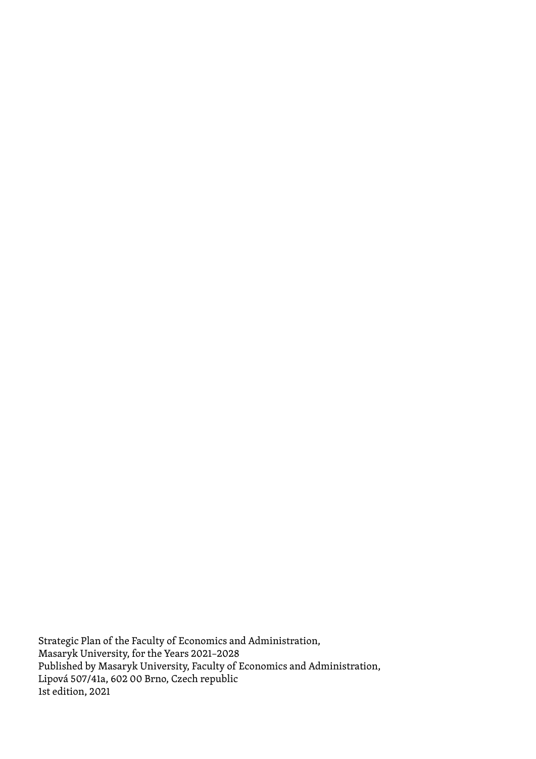Strategic Plan of the Faculty of Economics and Administration,
Masaryk University, for the Years 2021–2028
Published by Masaryk University, Faculty of Economics and Administration,
Lipová 507/41a, 602 00 Brno, Czech republic
1st edition, 2021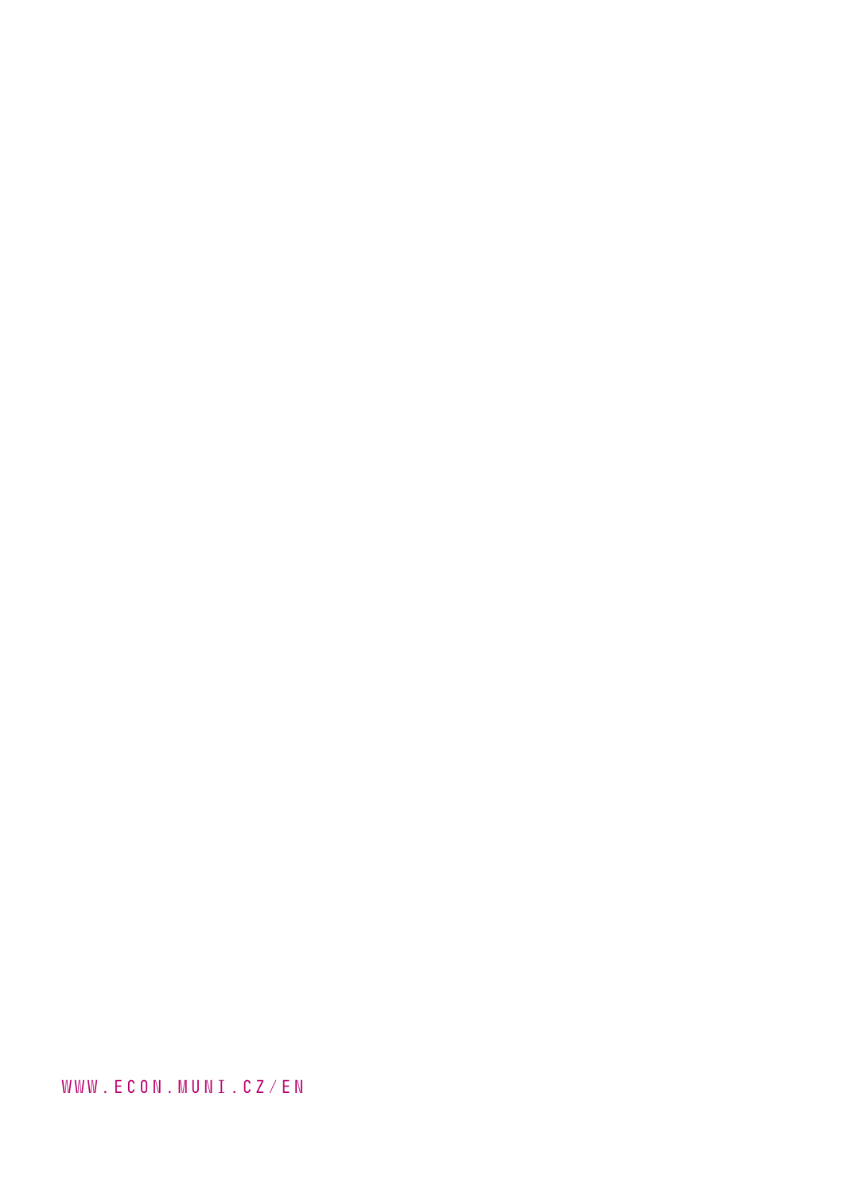WWW.ECON.MUNI.CZ/EN